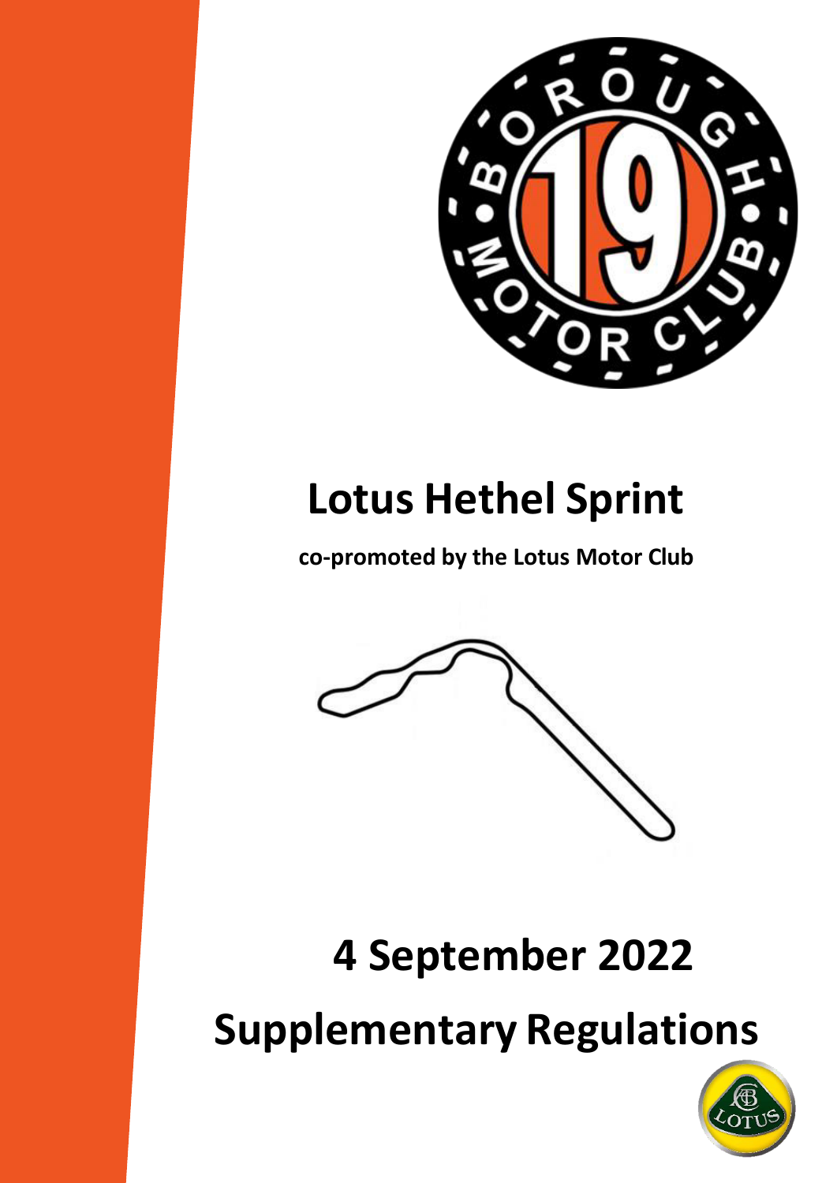# Lotus Hethel Sprint

**co-promoted by the Lotus Motor Club**

# 4 September 2022

# Supplementary Regulations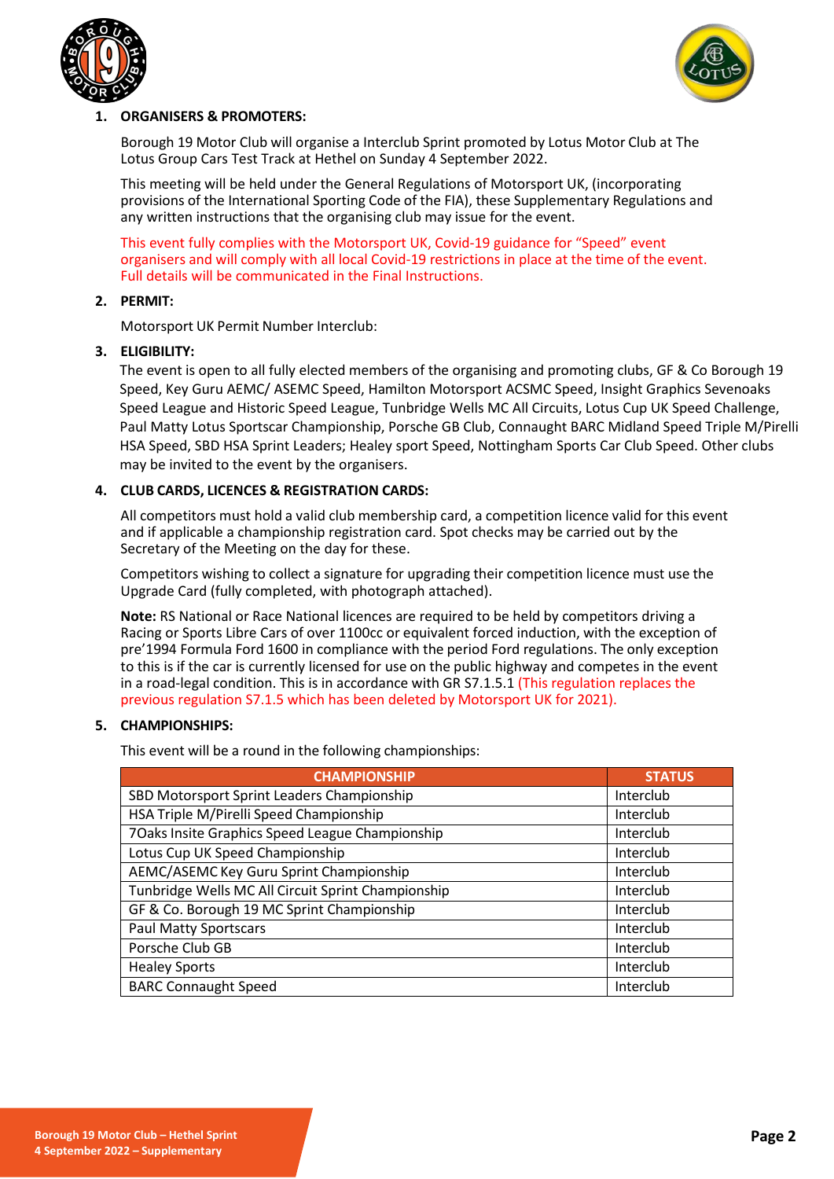## 1. ORGANISERS & PROMOTERS:

Borough 19 Motor Club will organise a Interclub Sprint promoted by Lotus Motor Club at The Lotus Group Cars Test Track at Hethel on Sunday 4 September 2022.

This meeting will be held under the General Regulations of Motorsport UK, (incorporating provisions of the International Sporting Code of the FIA), these Supplementary Regulations and any written instructions that the organising club may issue for the event.

This event fully complies with the Motorsport UK, Covid-19 guidance for "Speed" event organisers and will comply with all local Covid-19 restrictions in place at the time of the event. Full details will be communicated in the Final Instructions.

## 2. PERMIT:

Motorsport UK Permit Number Interclub:

## 3. ELIGIBILITY:

The event is open to all fully elected members of the organising and promoting clubs, GF & Co Borough 19 Speed, Key Guru AEMC/ ASEMC Speed, Hamilton Motorsport ACSMC Speed, Insight Graphics Sevenoaks Speed League and Historic Speed League, Tunbridge Wells MC All Circuits, Lotus Cup UK Speed Challenge, Paul Matty Lotus Sportscar Championship, Porsche GB Club, Connaught BARC Midland Speed Triple M/Pirelli HSA Speed, SBD HSA Sprint Leaders; Healey sport Speed, Nottingham Sports Car Club Speed. Other clubs may be invited to the event by the organisers.

## 4. CLUB CARDS, LICENCES & REGISTRATION CARDS:

All competitors must hold a valid club membership card, a competition licence valid for this event and if applicable a championship registration card. Spot checks may be carried out by the Secretary of the Meeting on the day for these.

Competitors wishing to collect a signature for upgrading their competition licence must use the Upgrade Card (fully completed, with photograph attached).

**Note:** RS National or Race National licences are required to be held by competitors driving a Racing or Sports Libre Cars of over 1100cc or equivalent forced induction, with the exception of pre'1994 Formula Ford 1600 in compliance with the period Ford regulations. The only exception to this is if the car is currently licensed for use on the public highway and competes in the event in a road-legal condition. This is in accordance with GR S7.1.5.1 (This regulation replaces the previous regulation S7.1.5 which has been deleted by Motorsport UK for 2021).

## 5. CHAMPIONSHIPS:

This event will be a round in the following championships:

| CHAMPIONSHIP | STATUS |
|---|---|
| SBD Motorsport Sprint Leaders Championship | Interclub |
| HSA Triple M/Pirelli Speed Championship | Interclub |
| 7Oaks Insite Graphics Speed League Championship | Interclub |
| Lotus Cup UK Speed Championship | Interclub |
| AEMC/ASEMC Key Guru Sprint Championship | Interclub |
| Tunbridge Wells MC All Circuit Sprint Championship | Interclub |
| GF & Co. Borough 19 MC Sprint Championship | Interclub |
| Paul Matty Sportscars | Interclub |
| Porsche Club GB | Interclub |
| Healey Sports | Interclub |
| BARC Connaught Speed | Interclub |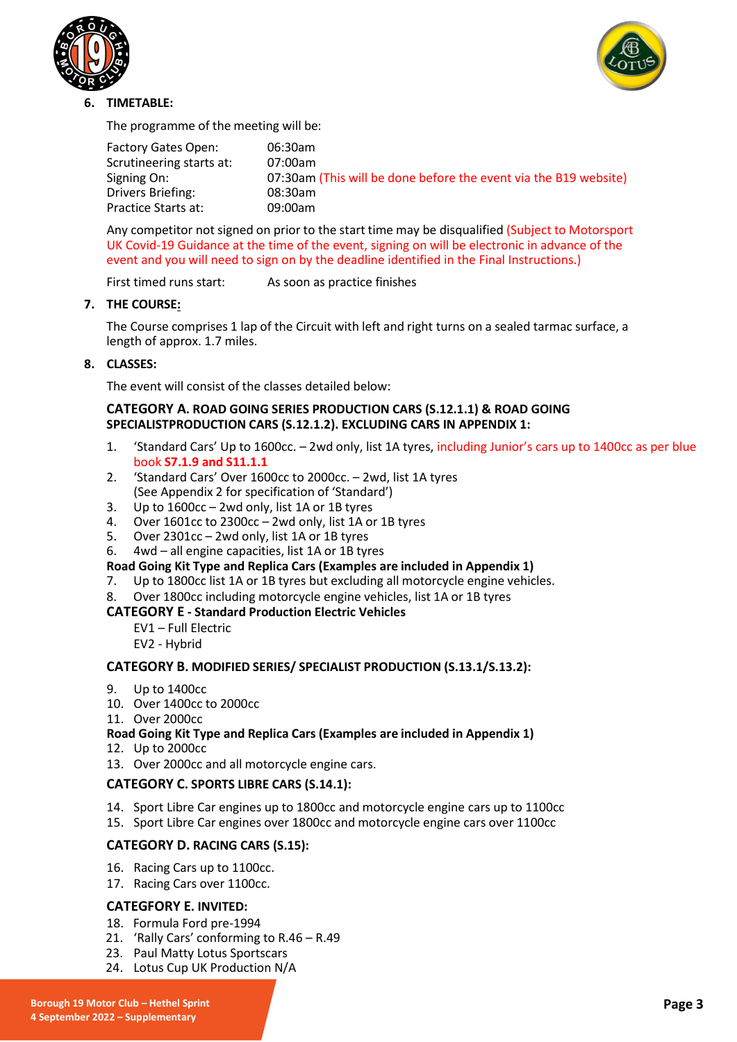## 6. TIMETABLE:

The programme of the meeting will be:

| | |
|---|---|
| Factory Gates Open: | 06:30am |
| Scrutineering starts at: | 07:00am |
| Signing On: | 07:30am (This will be done before the event via the B19 website) |
| Drivers Briefing: | 08:30am |
| Practice Starts at: | 09:00am |

Any competitor not signed on prior to the start time may be disqualified (Subject to Motorsport UK Covid-19 Guidance at the time of the event, signing on will be electronic in advance of the event and you will need to sign on by the deadline identified in the Final Instructions.)

First timed runs start: As soon as practice finishes

## 7. THE COURSE:

The Course comprises 1 lap of the Circuit with left and right turns on a sealed tarmac surface, a length of approx. 1.7 miles.

## 8. CLASSES:

The event will consist of the classes detailed below:

**CATEGORY A. ROAD GOING SERIES PRODUCTION CARS (S.12.1.1) & ROAD GOING SPECIALISTPRODUCTION CARS (S.12.1.2). EXCLUDING CARS IN APPENDIX 1:**

1. 'Standard Cars' Up to 1600cc. – 2wd only, list 1A tyres, including Junior's cars up to 1400cc as per blue book **S7.1.9 and S11.1.1**
2. 'Standard Cars' Over 1600cc to 2000cc. – 2wd, list 1A tyres (See Appendix 2 for specification of 'Standard')
3. Up to 1600cc – 2wd only, list 1A or 1B tyres
4. Over 1601cc to 2300cc – 2wd only, list 1A or 1B tyres
5. Over 2301cc – 2wd only, list 1A or 1B tyres
6. 4wd – all engine capacities, list 1A or 1B tyres

**Road Going Kit Type and Replica Cars (Examples are included in Appendix 1)**

7. Up to 1800cc list 1A or 1B tyres but excluding all motorcycle engine vehicles.
8. Over 1800cc including motorcycle engine vehicles, list 1A or 1B tyres

**CATEGORY E - Standard Production Electric Vehicles**

EV1 – Full Electric
EV2 - Hybrid

**CATEGORY B. MODIFIED SERIES/ SPECIALIST PRODUCTION (S.13.1/S.13.2):**

9. Up to 1400cc
10. Over 1400cc to 2000cc
11. Over 2000cc

**Road Going Kit Type and Replica Cars (Examples are included in Appendix 1)**

12. Up to 2000cc
13. Over 2000cc and all motorcycle engine cars.

**CATEGORY C. SPORTS LIBRE CARS (S.14.1):**

14. Sport Libre Car engines up to 1800cc and motorcycle engine cars up to 1100cc
15. Sport Libre Car engines over 1800cc and motorcycle engine cars over 1100cc

**CATEGORY D. RACING CARS (S.15):**

16. Racing Cars up to 1100cc.
17. Racing Cars over 1100cc.

**CATEGFORY E. INVITED:**

18. Formula Ford pre-1994
21. 'Rally Cars' conforming to R.46 – R.49
23. Paul Matty Lotus Sportscars
24. Lotus Cup UK Production N/A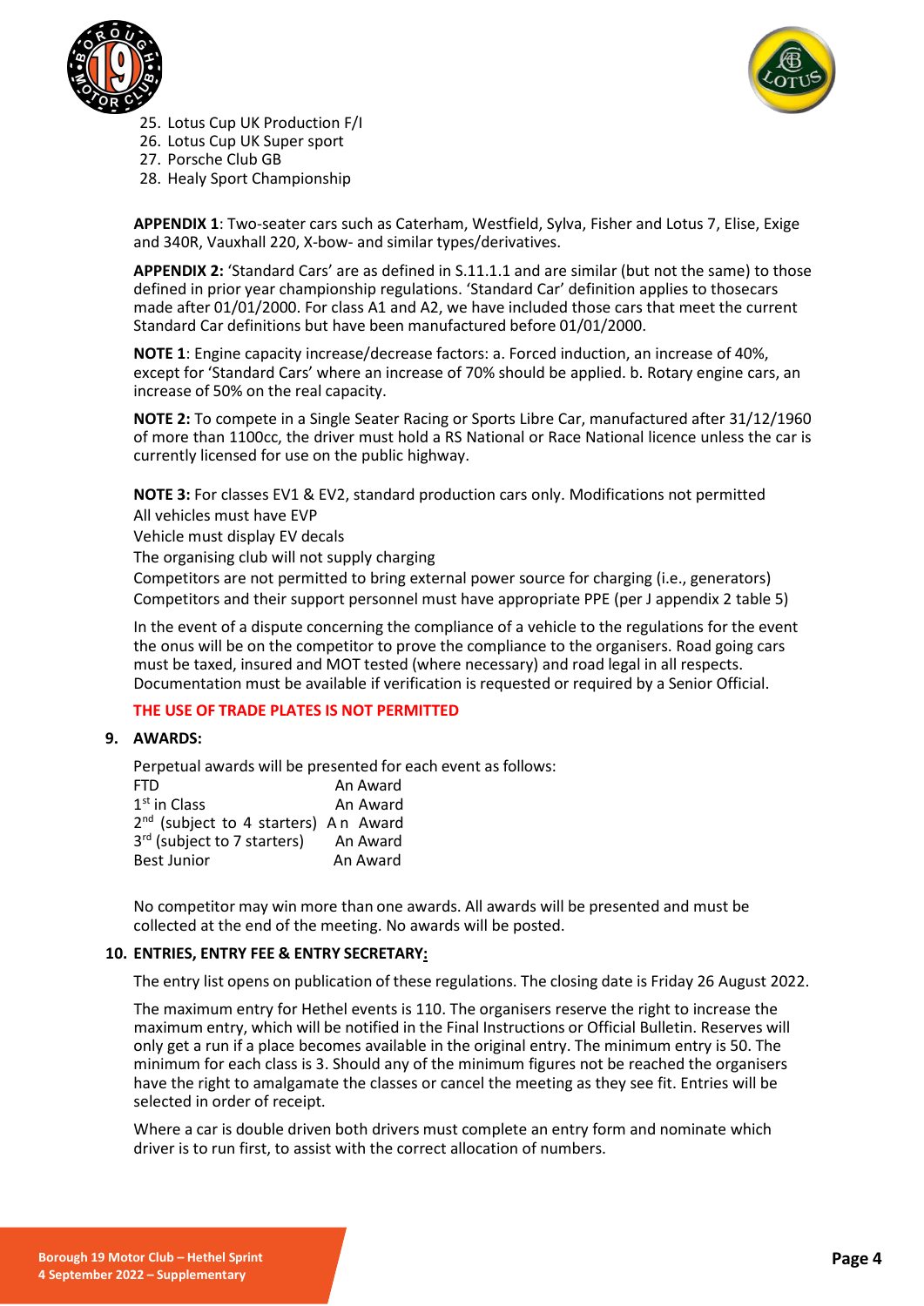25. Lotus Cup UK Production F/I
26. Lotus Cup UK Super sport
27. Porsche Club GB
28. Healy Sport Championship

**APPENDIX 1**: Two-seater cars such as Caterham, Westfield, Sylva, Fisher and Lotus 7, Elise, Exige and 340R, Vauxhall 220, X-bow- and similar types/derivatives.

**APPENDIX 2:** 'Standard Cars' are as defined in S.11.1.1 and are similar (but not the same) to those defined in prior year championship regulations. 'Standard Car' definition applies to thosecars made after 01/01/2000. For class A1 and A2, we have included those cars that meet the current Standard Car definitions but have been manufactured before 01/01/2000.

**NOTE 1**: Engine capacity increase/decrease factors: a. Forced induction, an increase of 40%, except for 'Standard Cars' where an increase of 70% should be applied. b. Rotary engine cars, an increase of 50% on the real capacity.

**NOTE 2:** To compete in a Single Seater Racing or Sports Libre Car, manufactured after 31/12/1960 of more than 1100cc, the driver must hold a RS National or Race National licence unless the car is currently licensed for use on the public highway.

**NOTE 3:** For classes EV1 & EV2, standard production cars only. Modifications not permitted
All vehicles must have EVP
Vehicle must display EV decals
The organising club will not supply charging
Competitors are not permitted to bring external power source for charging (i.e., generators)
Competitors and their support personnel must have appropriate PPE (per J appendix 2 table 5)

In the event of a dispute concerning the compliance of a vehicle to the regulations for the event the onus will be on the competitor to prove the compliance to the organisers. Road going cars must be taxed, insured and MOT tested (where necessary) and road legal in all respects. Documentation must be available if verification is requested or required by a Senior Official.

**THE USE OF TRADE PLATES IS NOT PERMITTED**

## 9. AWARDS:

Perpetual awards will be presented for each event as follows:

| | |
|---|---|
| FTD | An Award |
| 1st in Class | An Award |
| 2nd (subject to 4 starters) | An Award |
| 3rd (subject to 7 starters) | An Award |
| Best Junior | An Award |

No competitor may win more than one awards. All awards will be presented and must be collected at the end of the meeting. No awards will be posted.

## 10. ENTRIES, ENTRY FEE & ENTRY SECRETARY:

The entry list opens on publication of these regulations. The closing date is Friday 26 August 2022.

The maximum entry for Hethel events is 110. The organisers reserve the right to increase the maximum entry, which will be notified in the Final Instructions or Official Bulletin. Reserves will only get a run if a place becomes available in the original entry. The minimum entry is 50. The minimum for each class is 3. Should any of the minimum figures not be reached the organisers have the right to amalgamate the classes or cancel the meeting as they see fit. Entries will be selected in order of receipt.

Where a car is double driven both drivers must complete an entry form and nominate which driver is to run first, to assist with the correct allocation of numbers.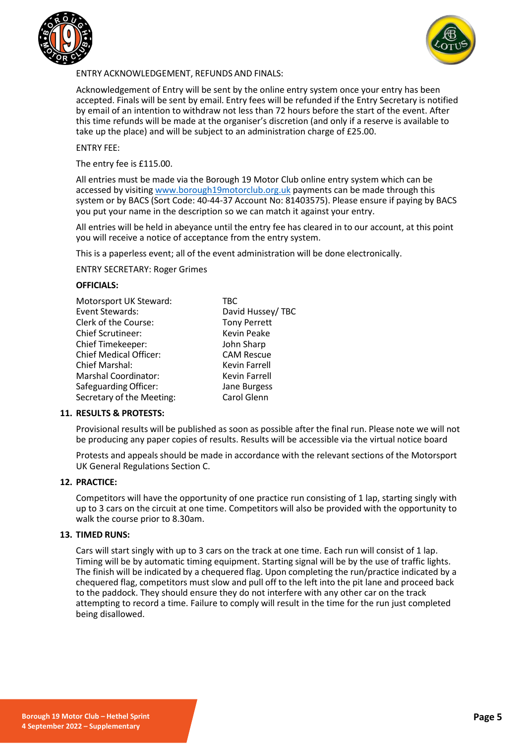ENTRY ACKNOWLEDGEMENT, REFUNDS AND FINALS:

Acknowledgement of Entry will be sent by the online entry system once your entry has been accepted. Finals will be sent by email. Entry fees will be refunded if the Entry Secretary is notified by email of an intention to withdraw not less than 72 hours before the start of the event. After this time refunds will be made at the organiser's discretion (and only if a reserve is available to take up the place) and will be subject to an administration charge of £25.00.

ENTRY FEE:

The entry fee is £115.00.

All entries must be made via the Borough 19 Motor Club online entry system which can be accessed by visiting www.borough19motorclub.org.uk payments can be made through this system or by BACS (Sort Code: 40-44-37 Account No: 81403575). Please ensure if paying by BACS you put your name in the description so we can match it against your entry.

All entries will be held in abeyance until the entry fee has cleared in to our account, at this point you will receive a notice of acceptance from the entry system.

This is a paperless event; all of the event administration will be done electronically.

ENTRY SECRETARY: Roger Grimes

**OFFICIALS:**

| | |
|---|---|
| Motorsport UK Steward: | TBC |
| Event Stewards: | David Hussey/ TBC |
| Clerk of the Course: | Tony Perrett |
| Chief Scrutineer: | Kevin Peake |
| Chief Timekeeper: | John Sharp |
| Chief Medical Officer: | CAM Rescue |
| Chief Marshal: | Kevin Farrell |
| Marshal Coordinator: | Kevin Farrell |
| Safeguarding Officer: | Jane Burgess |
| Secretary of the Meeting: | Carol Glenn |

**11. RESULTS & PROTESTS:**

Provisional results will be published as soon as possible after the final run. Please note we will not be producing any paper copies of results. Results will be accessible via the virtual notice board

Protests and appeals should be made in accordance with the relevant sections of the Motorsport UK General Regulations Section C.

**12. PRACTICE:**

Competitors will have the opportunity of one practice run consisting of 1 lap, starting singly with up to 3 cars on the circuit at one time. Competitors will also be provided with the opportunity to walk the course prior to 8.30am.

**13. TIMED RUNS:**

Cars will start singly with up to 3 cars on the track at one time. Each run will consist of 1 lap. Timing will be by automatic timing equipment. Starting signal will be by the use of traffic lights. The finish will be indicated by a chequered flag. Upon completing the run/practice indicated by a chequered flag, competitors must slow and pull off to the left into the pit lane and proceed back to the paddock. They should ensure they do not interfere with any other car on the track attempting to record a time. Failure to comply will result in the time for the run just completed being disallowed.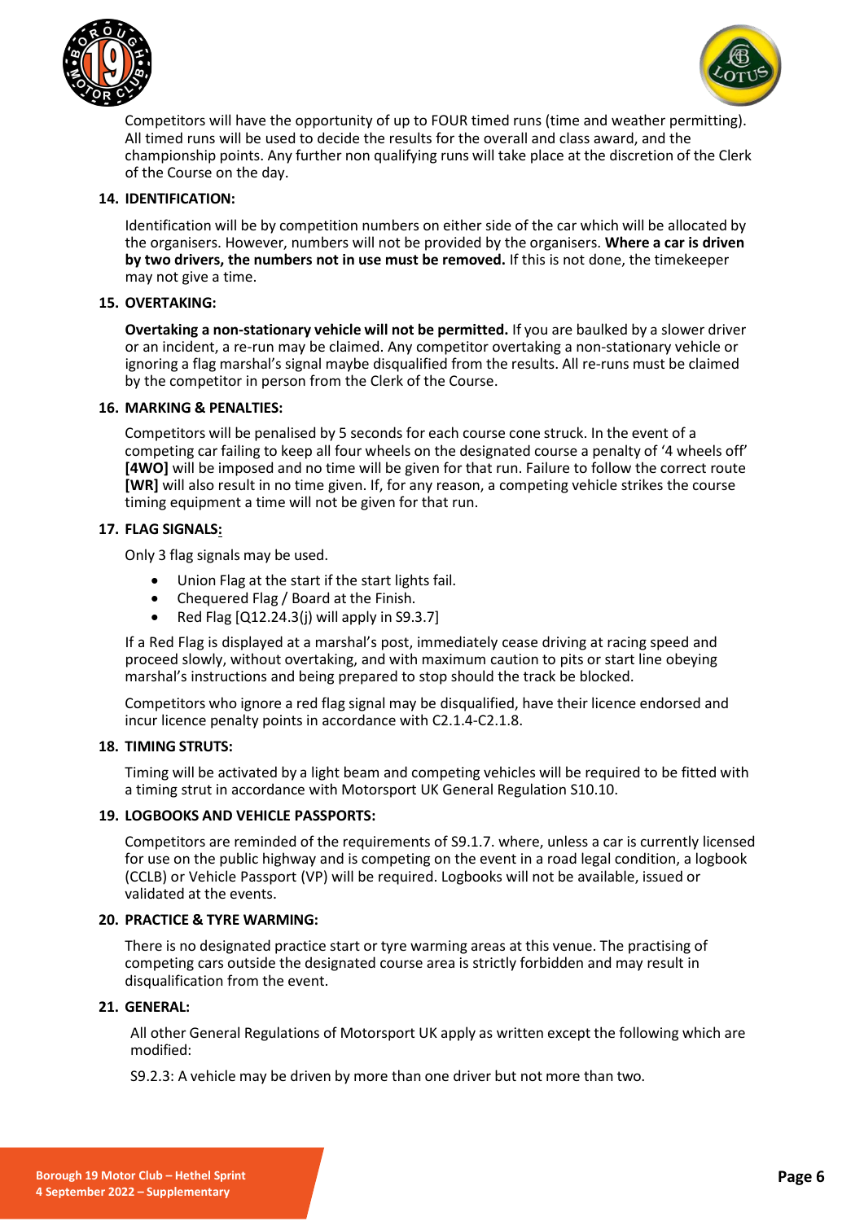Competitors will have the opportunity of up to FOUR timed runs (time and weather permitting). All timed runs will be used to decide the results for the overall and class award, and the championship points. Any further non qualifying runs will take place at the discretion of the Clerk of the Course on the day.

## 14. IDENTIFICATION:

Identification will be by competition numbers on either side of the car which will be allocated by the organisers. However, numbers will not be provided by the organisers. **Where a car is driven by two drivers, the numbers not in use must be removed.** If this is not done, the timekeeper may not give a time.

## 15. OVERTAKING:

**Overtaking a non-stationary vehicle will not be permitted.** If you are baulked by a slower driver or an incident, a re-run may be claimed. Any competitor overtaking a non-stationary vehicle or ignoring a flag marshal's signal maybe disqualified from the results. All re-runs must be claimed by the competitor in person from the Clerk of the Course.

## 16. MARKING & PENALTIES:

Competitors will be penalised by 5 seconds for each course cone struck. In the event of a competing car failing to keep all four wheels on the designated course a penalty of '4 wheels off' **[4WO]** will be imposed and no time will be given for that run. Failure to follow the correct route **[WR]** will also result in no time given. If, for any reason, a competing vehicle strikes the course timing equipment a time will not be given for that run.

## 17. FLAG SIGNALS:

Only 3 flag signals may be used.

- Union Flag at the start if the start lights fail.
- Chequered Flag / Board at the Finish.
- Red Flag [Q12.24.3(j) will apply in S9.3.7]

If a Red Flag is displayed at a marshal's post, immediately cease driving at racing speed and proceed slowly, without overtaking, and with maximum caution to pits or start line obeying marshal's instructions and being prepared to stop should the track be blocked.

Competitors who ignore a red flag signal may be disqualified, have their licence endorsed and incur licence penalty points in accordance with C2.1.4-C2.1.8.

## 18. TIMING STRUTS:

Timing will be activated by a light beam and competing vehicles will be required to be fitted with a timing strut in accordance with Motorsport UK General Regulation S10.10.

## 19. LOGBOOKS AND VEHICLE PASSPORTS:

Competitors are reminded of the requirements of S9.1.7. where, unless a car is currently licensed for use on the public highway and is competing on the event in a road legal condition, a logbook (CCLB) or Vehicle Passport (VP) will be required. Logbooks will not be available, issued or validated at the events.

## 20. PRACTICE & TYRE WARMING:

There is no designated practice start or tyre warming areas at this venue. The practising of competing cars outside the designated course area is strictly forbidden and may result in disqualification from the event.

## 21. GENERAL:

All other General Regulations of Motorsport UK apply as written except the following which are modified:

S9.2.3: A vehicle may be driven by more than one driver but not more than two.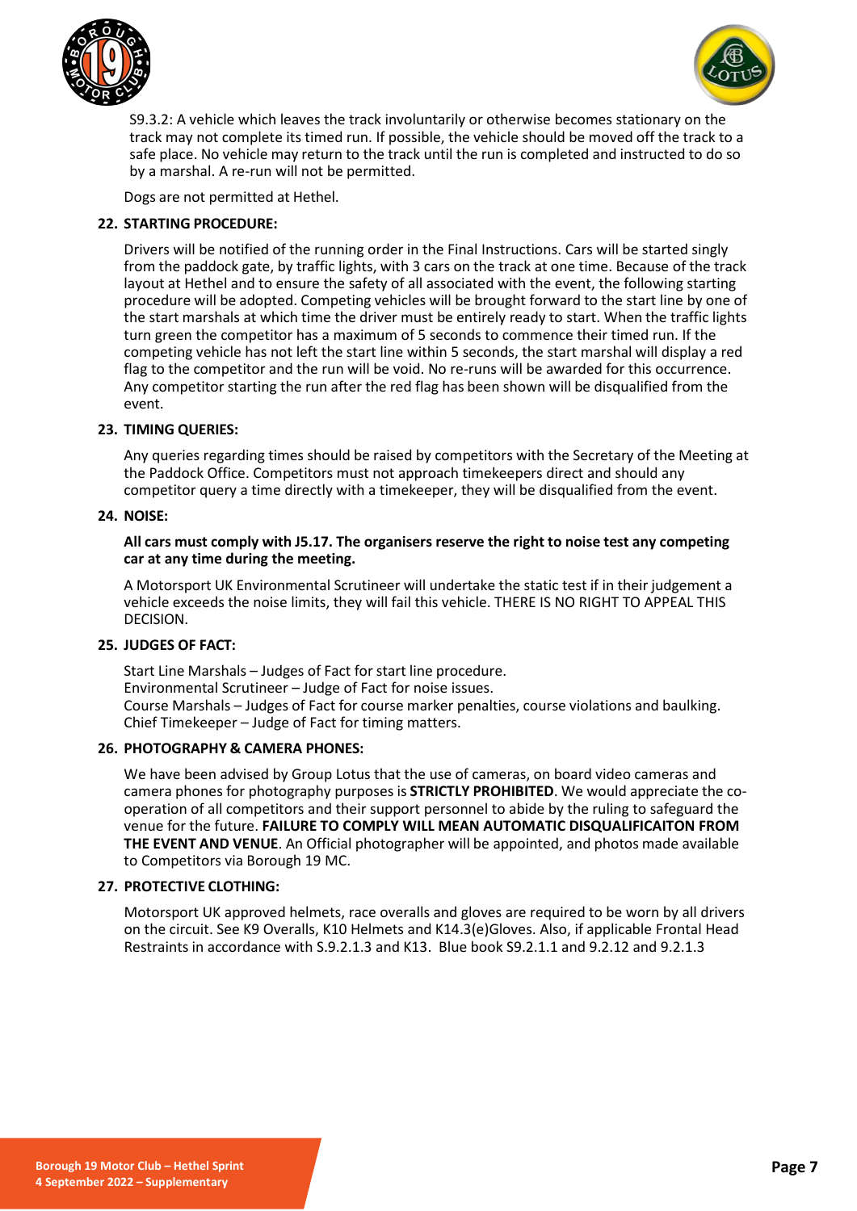S9.3.2: A vehicle which leaves the track involuntarily or otherwise becomes stationary on the track may not complete its timed run. If possible, the vehicle should be moved off the track to a safe place. No vehicle may return to the track until the run is completed and instructed to do so by a marshal. A re-run will not be permitted.

Dogs are not permitted at Hethel.

## 22. STARTING PROCEDURE:

Drivers will be notified of the running order in the Final Instructions. Cars will be started singly from the paddock gate, by traffic lights, with 3 cars on the track at one time. Because of the track layout at Hethel and to ensure the safety of all associated with the event, the following starting procedure will be adopted. Competing vehicles will be brought forward to the start line by one of the start marshals at which time the driver must be entirely ready to start. When the traffic lights turn green the competitor has a maximum of 5 seconds to commence their timed run. If the competing vehicle has not left the start line within 5 seconds, the start marshal will display a red flag to the competitor and the run will be void. No re-runs will be awarded for this occurrence. Any competitor starting the run after the red flag has been shown will be disqualified from the event.

## 23. TIMING QUERIES:

Any queries regarding times should be raised by competitors with the Secretary of the Meeting at the Paddock Office. Competitors must not approach timekeepers direct and should any competitor query a time directly with a timekeeper, they will be disqualified from the event.

## 24. NOISE:

**All cars must comply with J5.17. The organisers reserve the right to noise test any competing car at any time during the meeting.**

A Motorsport UK Environmental Scrutineer will undertake the static test if in their judgement a vehicle exceeds the noise limits, they will fail this vehicle. THERE IS NO RIGHT TO APPEAL THIS DECISION.

## 25. JUDGES OF FACT:

Start Line Marshals – Judges of Fact for start line procedure.
Environmental Scrutineer – Judge of Fact for noise issues.
Course Marshals – Judges of Fact for course marker penalties, course violations and baulking.
Chief Timekeeper – Judge of Fact for timing matters.

## 26. PHOTOGRAPHY & CAMERA PHONES:

We have been advised by Group Lotus that the use of cameras, on board video cameras and camera phones for photography purposes is **STRICTLY PROHIBITED**. We would appreciate the co-operation of all competitors and their support personnel to abide by the ruling to safeguard the venue for the future. **FAILURE TO COMPLY WILL MEAN AUTOMATIC DISQUALIFICAITON FROM THE EVENT AND VENUE**. An Official photographer will be appointed, and photos made available to Competitors via Borough 19 MC.

## 27. PROTECTIVE CLOTHING:

Motorsport UK approved helmets, race overalls and gloves are required to be worn by all drivers on the circuit. See K9 Overalls, K10 Helmets and K14.3(e)Gloves. Also, if applicable Frontal Head Restraints in accordance with S.9.2.1.3 and K13. Blue book S9.2.1.1 and 9.2.12 and 9.2.1.3